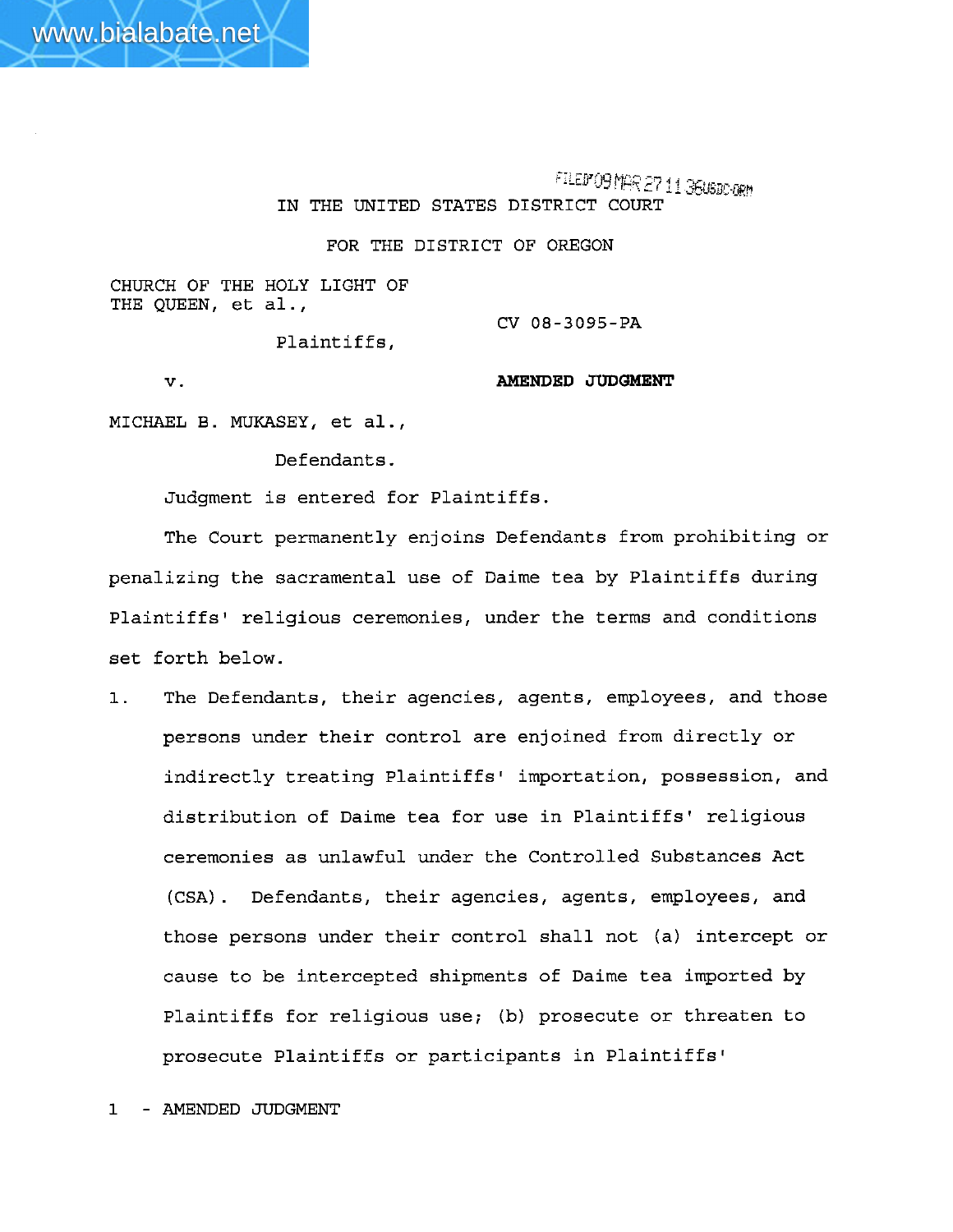FILED'09 MAR 27 11 36USDC-ORM

IN THE UNITED STATES DISTRICT COURT

FOR THE DISTRICT OF OREGON

CHURCH OF THE HOLY LIGHT OF THE QUEEN, et al.,

Plaintiffs,

v.

MICHAEL B. MUKASEY, et al.,

Defendants.

CV 08-3095-PA

**AMENDED JUDGMENT**

Judgment is entered for Plaintiffs.

The Court permanently enjoins Defendants from prohibiting or penalizing the sacramental use of Daime tea by Plaintiffs during Plaintiffs' religious ceremonies, under the terms and conditions set forth below.

1. The Defendants, their agencies, agents, employees, and those persons under their control are enjoined from directly or indirectly treating Plaintiffs' importation, possession, and distribution of Daime tea for use in Plaintiffs' religious ceremonies as unlawful under the Controlled Substances Act (CSA). Defendants, their agencies, agents, employees, and those persons under their control shall not (a) intercept or cause to be intercepted shipments of Daime tea imported by Plaintiffs for religious use; (b) prosecute or threaten to prosecute Plaintiffs or participants in Plaintiffs'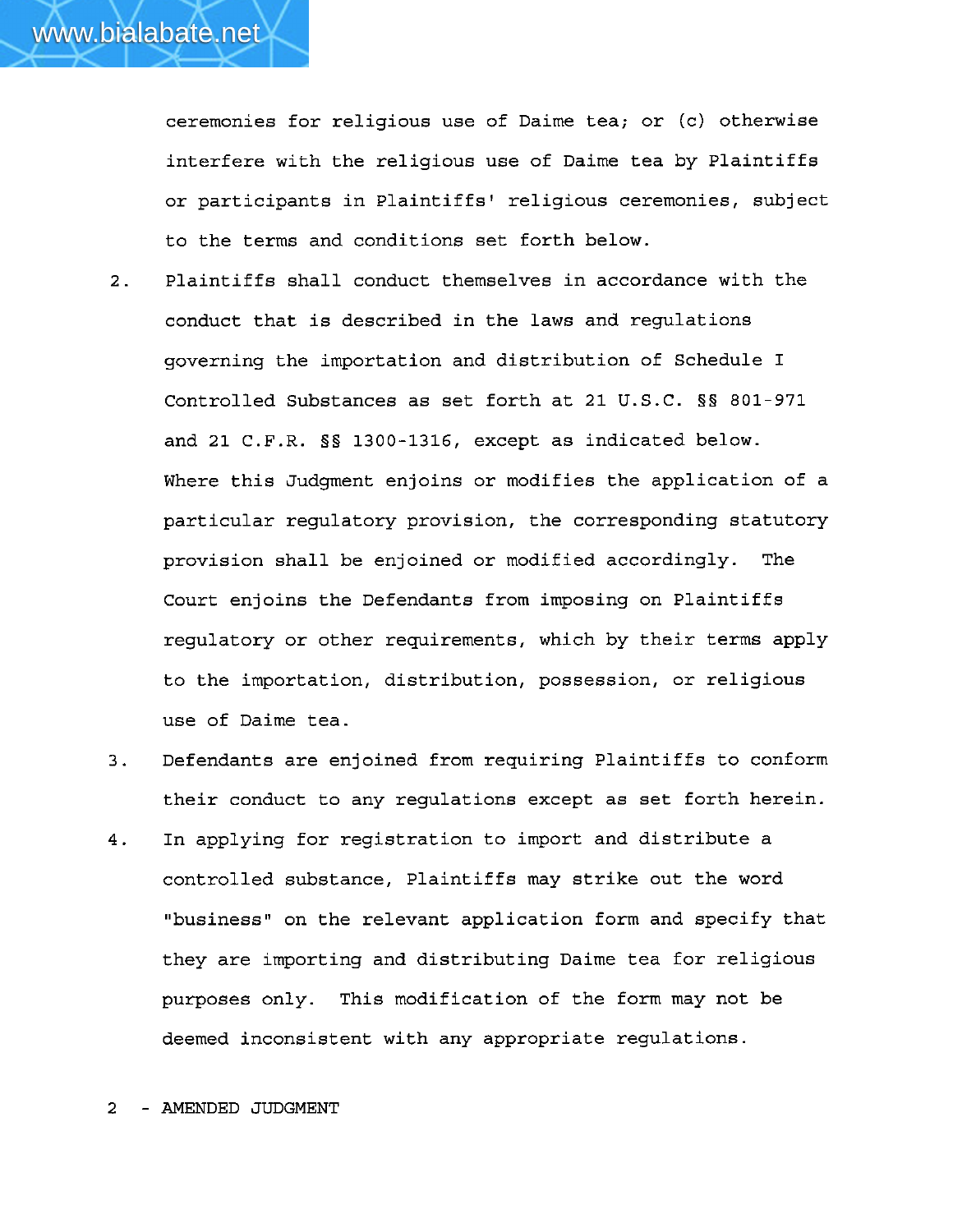ceremonies for religious use of Daime tea; or (c) otherwise interfere with the religious use of Daime tea by Plaintiffs or participants in Plaintiffs' religious ceremonies, subject to the terms and conditions set forth below.

2. Plaintiffs shall conduct themselves in accordance with the conduct that is described in the laws and regulations governing the importation and distribution of Schedule I Controlled Substances as set forth at 21 U.S.C. §§ 801-971 and 21 C.F.R. §§ 1300-1316, except as indicated below. Where this Judgment enjoins or modifies the application of a particular regulatory provision, the corresponding statutory provision shall be enjoined or modified accordingly. The Court enjoins the Defendants from imposing on Plaintiffs regulatory or other requirements, which by their terms apply to the importation, distribution, possession, or religious use of Daime tea.

3. Defendants are enjoined from requiring Plaintiffs to conform their conduct to any regulations except as set forth herein.

4. In applying for registration to import and distribute a controlled substance, Plaintiffs may strike out the word "business" on the relevant application form and specify that they are importing and distributing Daime tea for religious purposes only. This modification of the form may not be deemed inconsistent with any appropriate regulations.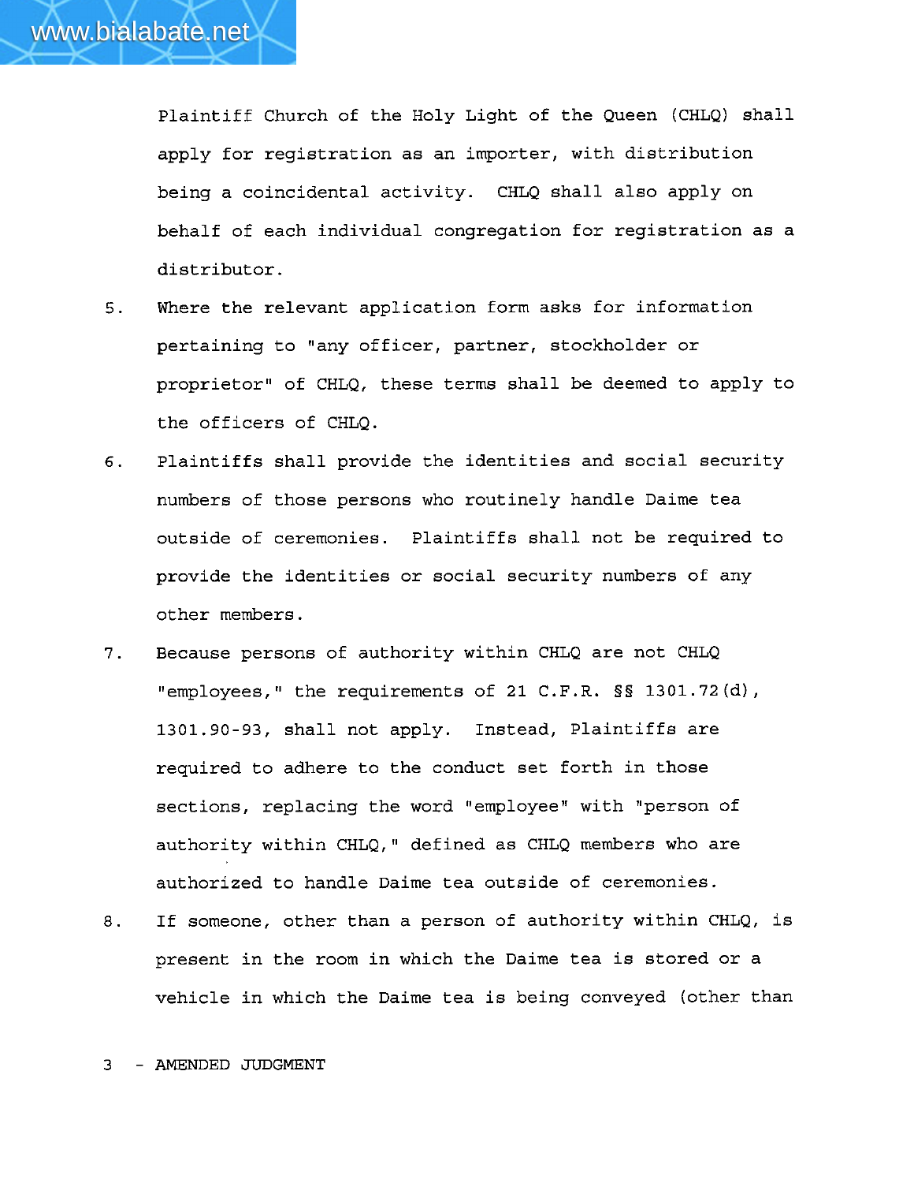Plaintiff Church of the Holy Light of the Queen (CHLQ) shall apply for registration as an importer, with distribution being a coincidental activity. CHLQ shall also apply on behalf of each individual congregation for registration as a distributor.

5. Where the relevant application form asks for information pertaining to "any officer, partner, stockholder or proprietor" of CHLQ, these terms shall be deemed to apply to the officers of CHLQ.

6. Plaintiffs shall provide the identities and social security numbers of those persons who routinely handle Daime tea outside of ceremonies. Plaintiffs shall not be required to provide the identities or social security numbers of any other members.

7. Because persons of authority within CHLQ are not CHLQ "employees," the requirements of 21 C.F.R. §§ 1301.72(d), 1301.90-93, shall not apply. Instead, Plaintiffs are required to adhere to the conduct set forth in those sections, replacing the word "employee" with "person of authority within CHLQ," defined as CHLQ members who are authorized to handle Daime tea outside of ceremonies.

8. If someone, other than a person of authority within CHLQ, is present in the room in which the Daime tea is stored or a vehicle in which the Daime tea is being conveyed (other than

3 - AMENDED JUDGMENT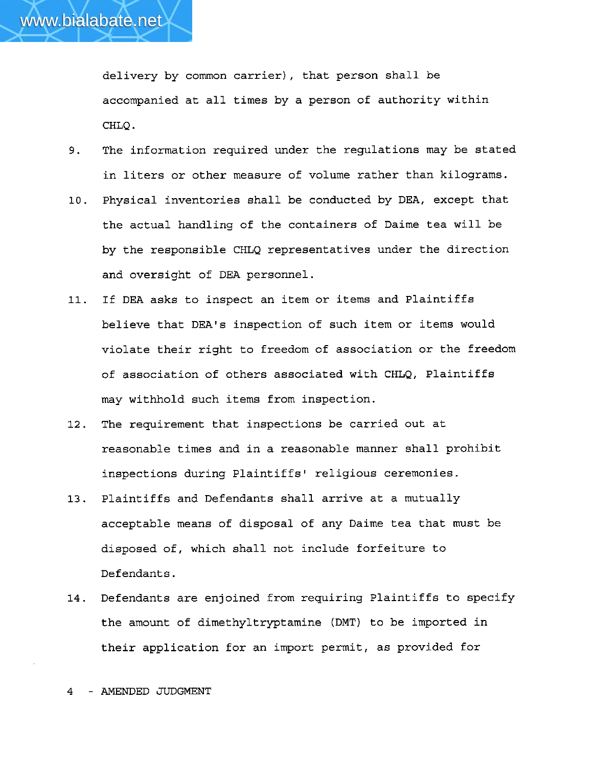delivery by common carrier), that person shall be accompanied at all times by a person of authority within CHLQ.

9. The information required under the regulations may be stated in liters or other measure of volume rather than kilograms.

10. Physical inventories shall be conducted by DEA, except that the actual handling of the containers of Daime tea will be by the responsible CHLQ representatives under the direction and oversight of DEA personnel.

11. If DEA asks to inspect an item or items and Plaintiffs believe that DEA's inspection of such item or items would violate their right to freedom of association or the freedom of association of others associated with CHLQ, Plaintiffs may withhold such items from inspection.

12. The requirement that inspections be carried out at reasonable times and in a reasonable manner shall prohibit inspections during Plaintiffs' religious ceremonies.

13. Plaintiffs and Defendants shall arrive at a mutually acceptable means of disposal of any Daime tea that must be disposed of, which shall not include forfeiture to Defendants.

14. Defendants are enjoined from requiring Plaintiffs to specify the amount of dimethyltryptamine (DMT) to be imported in their application for an import permit, as provided for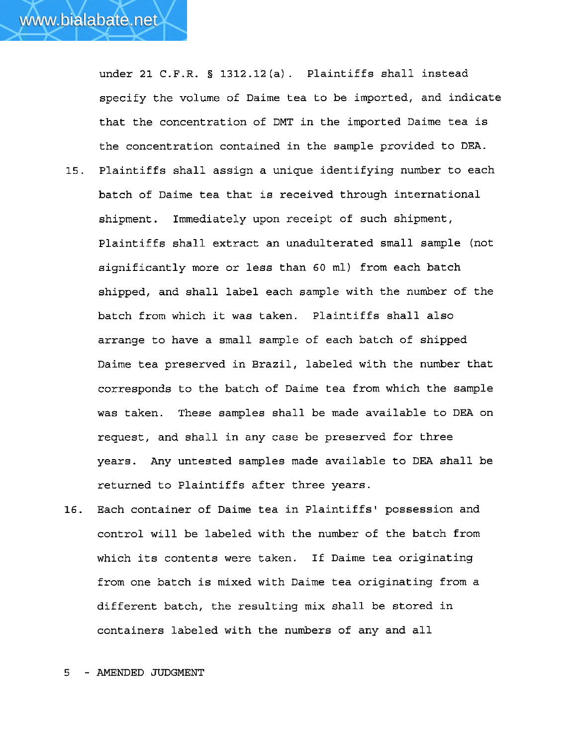under 21 C.F.R. § 1312.12(a). Plaintiffs shall instead specify the volume of Daime tea to be imported, and indicate that the concentration of DMT in the imported Daime tea is the concentration contained in the sample provided to DEA.

15. Plaintiffs shall assign a unique identifying number to each batch of Daime tea that is received through international shipment. Immediately upon receipt of such shipment, Plaintiffs shall extract an unadulterated small sample (not significantly more or less than 60 ml) from each batch shipped, and shall label each sample with the number of the batch from which it was taken. Plaintiffs shall also arrange to have a small sample of each batch of shipped Daime tea preserved in Brazil, labeled with the number that corresponds to the batch of Daime tea from which the sample was taken. These samples shall be made available to DEA on request, and shall in any case be preserved for three years. Any untested samples made available to DEA shall be returned to Plaintiffs after three years.

16. Each container of Daime tea in Plaintiffs' possession and control will be labeled with the number of the batch from which its contents were taken. If Daime tea originating from one batch is mixed with Daime tea originating from a different batch, the resulting mix shall be stored in containers labeled with the numbers of any and all

5 - AMENDED JUDGMENT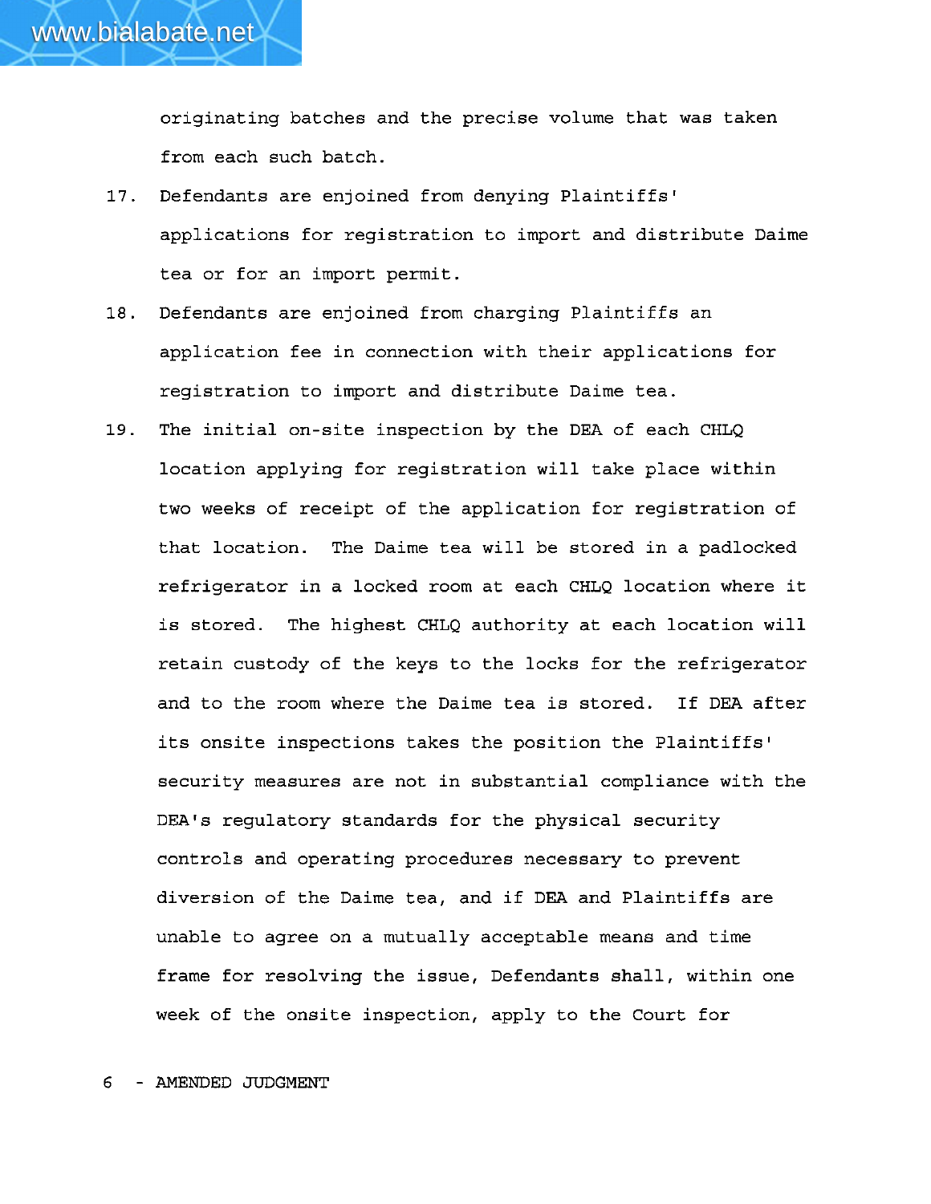originating batches and the precise volume that was taken from each such batch.

17. Defendants are enjoined from denying Plaintiffs' applications for registration to import and distribute Daime tea or for an import permit.

18. Defendants are enjoined from charging Plaintiffs an application fee in connection with their applications for registration to import and distribute Daime tea.

19. The initial on-site inspection by the DEA of each CHLQ location applying for registration will take place within two weeks of receipt of the application for registration of that location. The Daime tea will be stored in a padlocked refrigerator in a locked room at each CHLQ location where it is stored. The highest CHLQ authority at each location will retain custody of the keys to the locks for the refrigerator and to the room where the Daime tea is stored. If DEA after its onsite inspections takes the position the Plaintiffs' security measures are not in substantial compliance with the DEA's regulatory standards for the physical security controls and operating procedures necessary to prevent diversion of the Daime tea, and if DEA and Plaintiffs are unable to agree on a mutually acceptable means and time frame for resolving the issue, Defendants shall, within one week of the onsite inspection, apply to the Court for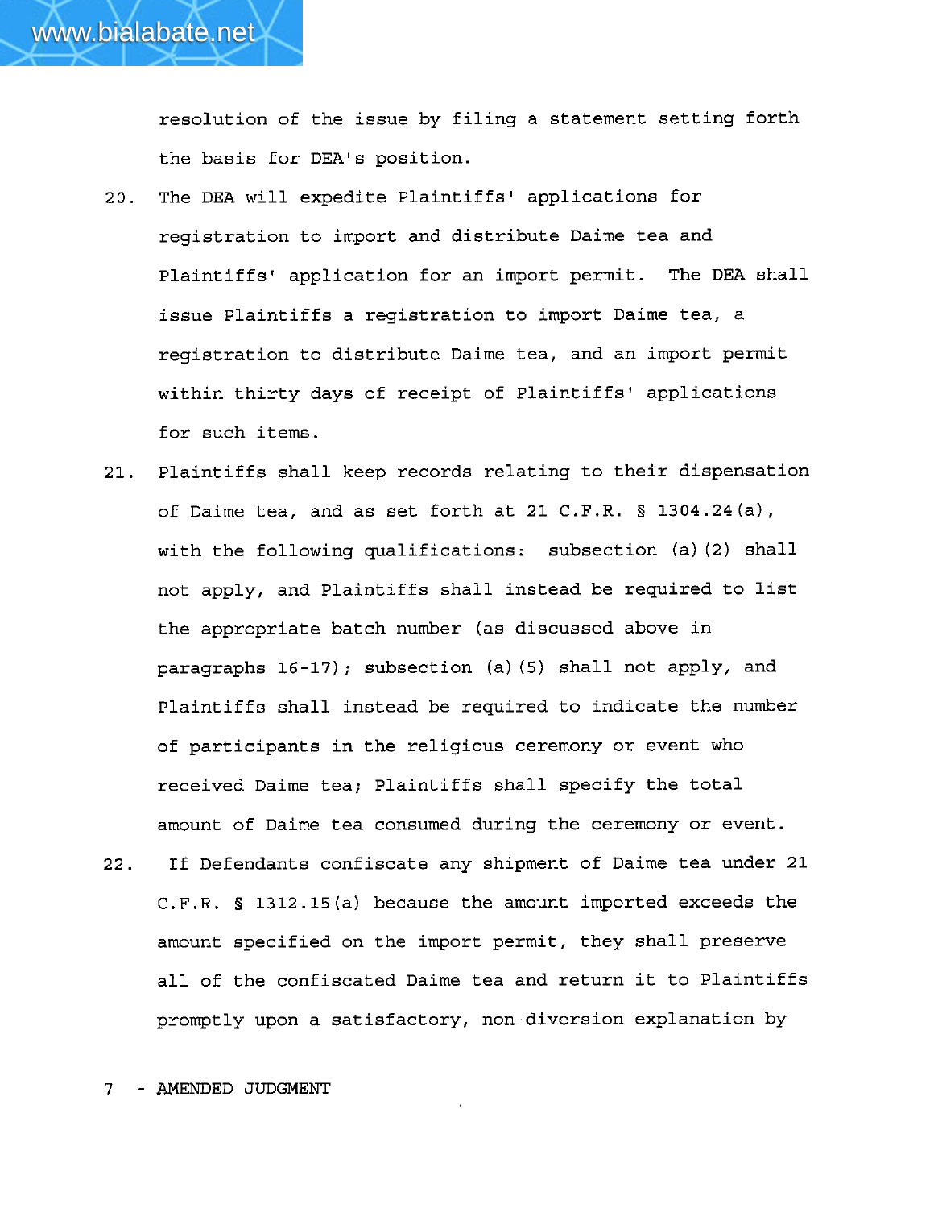resolution of the issue by filing a statement setting forth the basis for DEA's position.

20. The DEA will expedite Plaintiffs' applications for registration to import and distribute Daime tea and Plaintiffs' application for an import permit. The DEA shall issue Plaintiffs a registration to import Daime tea, a registration to distribute Daime tea, and an import permit within thirty days of receipt of Plaintiffs' applications for such items.

21. Plaintiffs shall keep records relating to their dispensation of Daime tea, and as set forth at 21 C.F.R. § 1304.24(a), with the following qualifications: subsection (a)(2) shall not apply, and Plaintiffs shall instead be required to list the appropriate batch number (as discussed above in paragraphs 16-17); subsection (a)(5) shall not apply, and Plaintiffs shall instead be required to indicate the number of participants in the religious ceremony or event who received Daime tea; Plaintiffs shall specify the total amount of Daime tea consumed during the ceremony or event.

22. If Defendants confiscate any shipment of Daime tea under 21 C.F.R. § 1312.15(a) because the amount imported exceeds the amount specified on the import permit, they shall preserve all of the confiscated Daime tea and return it to Plaintiffs promptly upon a satisfactory, non-diversion explanation by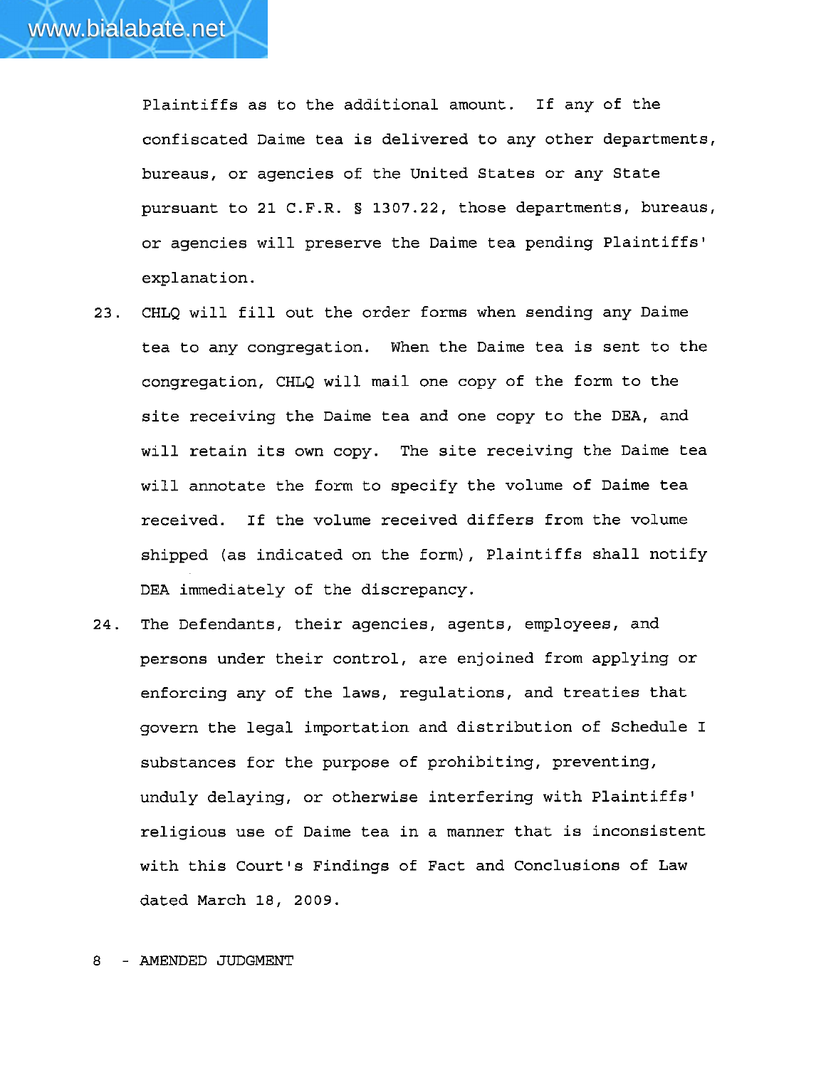Plaintiffs as to the additional amount. If any of the confiscated Daime tea is delivered to any other departments, bureaus, or agencies of the United States or any State pursuant to 21 C.F.R. § 1307.22, those departments, bureaus, or agencies will preserve the Daime tea pending Plaintiffs' explanation.

23. CHLQ will fill out the order forms when sending any Daime tea to any congregation. When the Daime tea is sent to the congregation, CHLQ will mail one copy of the form to the site receiving the Daime tea and one copy to the DEA, and will retain its own copy. The site receiving the Daime tea will annotate the form to specify the volume of Daime tea received. If the volume received differs from the volume shipped (as indicated on the form), Plaintiffs shall notify DEA immediately of the discrepancy.

24. The Defendants, their agencies, agents, employees, and persons under their control, are enjoined from applying or enforcing any of the laws, regulations, and treaties that govern the legal importation and distribution of Schedule I substances for the purpose of prohibiting, preventing, unduly delaying, or otherwise interfering with Plaintiffs' religious use of Daime tea in a manner that is inconsistent with this Court's Findings of Fact and Conclusions of Law dated March 18, 2009.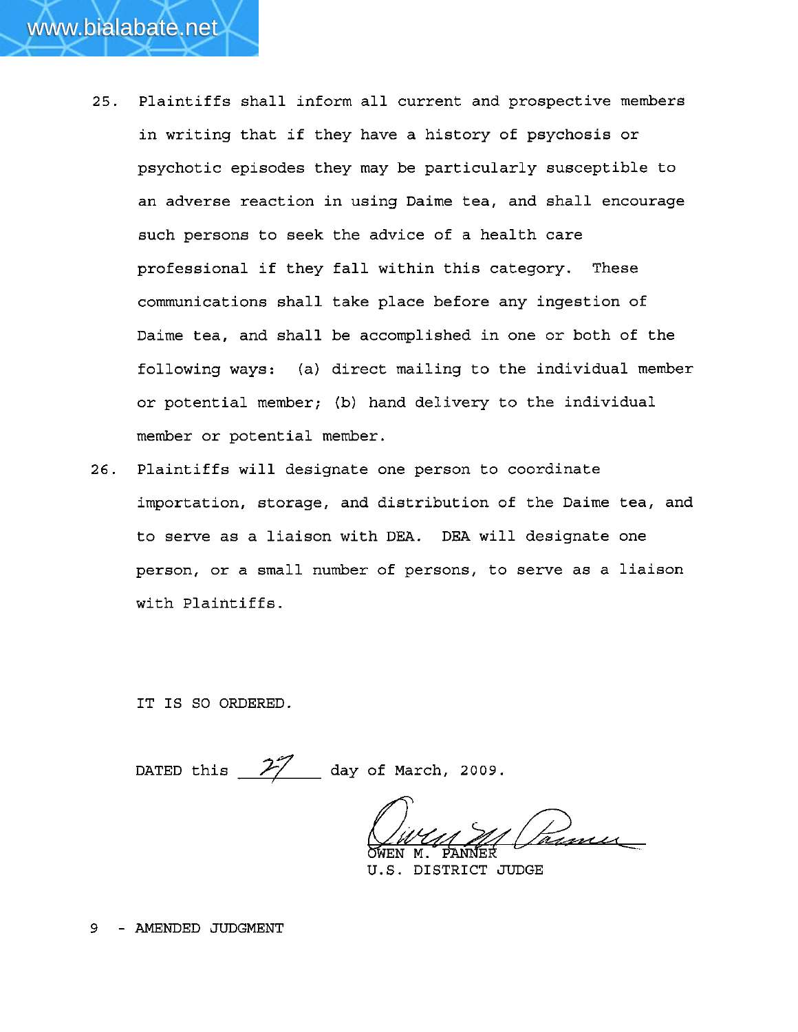25. Plaintiffs shall inform all current and prospective members in writing that if they have a history of psychosis or psychotic episodes they may be particularly susceptible to an adverse reaction in using Daime tea, and shall encourage such persons to seek the advice of a health care professional if they fall within this category. These communications shall take place before any ingestion of Daime tea, and shall be accomplished in one or both of the following ways: (a) direct mailing to the individual member or potential member; (b) hand delivery to the individual member or potential member.

26. Plaintiffs will designate one person to coordinate importation, storage, and distribution of the Daime tea, and to serve as a liaison with DEA. DEA will designate one person, or a small number of persons, to serve as a liaison with Plaintiffs.

IT IS SO ORDERED.

DATED this 27 day of March, 2009.

OWEN M. PANNER
U.S. DISTRICT JUDGE

9 - AMENDED JUDGMENT